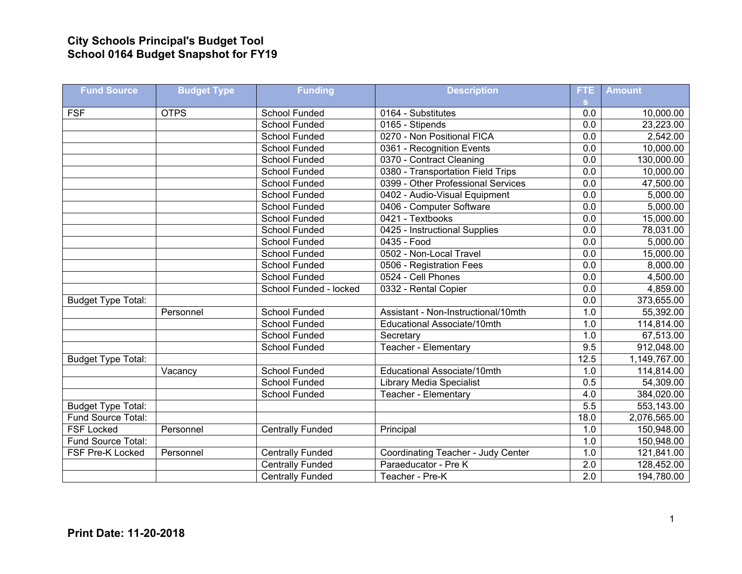# City Schools Principal's Budget Tool
## School 0164 Budget Snapshot for FY19

| Fund Source | Budget Type | Funding | Description | FTEs | Amount |
|---|---|---|---|---|---|
| FSF | OTPS | School Funded | 0164 - Substitutes | 0.0 | 10,000.00 |
| | | School Funded | 0165 - Stipends | 0.0 | 23,223.00 |
| | | School Funded | 0270 - Non Positional FICA | 0.0 | 2,542.00 |
| | | School Funded | 0361 - Recognition Events | 0.0 | 10,000.00 |
| | | School Funded | 0370 - Contract Cleaning | 0.0 | 130,000.00 |
| | | School Funded | 0380 - Transportation Field Trips | 0.0 | 10,000.00 |
| | | School Funded | 0399 - Other Professional Services | 0.0 | 47,500.00 |
| | | School Funded | 0402 - Audio-Visual Equipment | 0.0 | 5,000.00 |
| | | School Funded | 0406 - Computer Software | 0.0 | 5,000.00 |
| | | School Funded | 0421 - Textbooks | 0.0 | 15,000.00 |
| | | School Funded | 0425 - Instructional Supplies | 0.0 | 78,031.00 |
| | | School Funded | 0435 - Food | 0.0 | 5,000.00 |
| | | School Funded | 0502 - Non-Local Travel | 0.0 | 15,000.00 |
| | | School Funded | 0506 - Registration Fees | 0.0 | 8,000.00 |
| | | School Funded | 0524 - Cell Phones | 0.0 | 4,500.00 |
| | | School Funded - locked | 0332 - Rental Copier | 0.0 | 4,859.00 |
| Budget Type Total: | | | | 0.0 | 373,655.00 |
| | Personnel | School Funded | Assistant - Non-Instructional/10mth | 1.0 | 55,392.00 |
| | | School Funded | Educational Associate/10mth | 1.0 | 114,814.00 |
| | | School Funded | Secretary | 1.0 | 67,513.00 |
| | | School Funded | Teacher - Elementary | 9.5 | 912,048.00 |
| Budget Type Total: | | | | 12.5 | 1,149,767.00 |
| | Vacancy | School Funded | Educational Associate/10mth | 1.0 | 114,814.00 |
| | | School Funded | Library Media Specialist | 0.5 | 54,309.00 |
| | | School Funded | Teacher - Elementary | 4.0 | 384,020.00 |
| Budget Type Total: | | | | 5.5 | 553,143.00 |
| Fund Source Total: | | | | 18.0 | 2,076,565.00 |
| FSF Locked | Personnel | Centrally Funded | Principal | 1.0 | 150,948.00 |
| Fund Source Total: | | | | 1.0 | 150,948.00 |
| FSF Pre-K Locked | Personnel | Centrally Funded | Coordinating Teacher - Judy Center | 1.0 | 121,841.00 |
| | | Centrally Funded | Paraeducator - Pre K | 2.0 | 128,452.00 |
| | | Centrally Funded | Teacher - Pre-K | 2.0 | 194,780.00 |

**Print Date: 11-20-2018**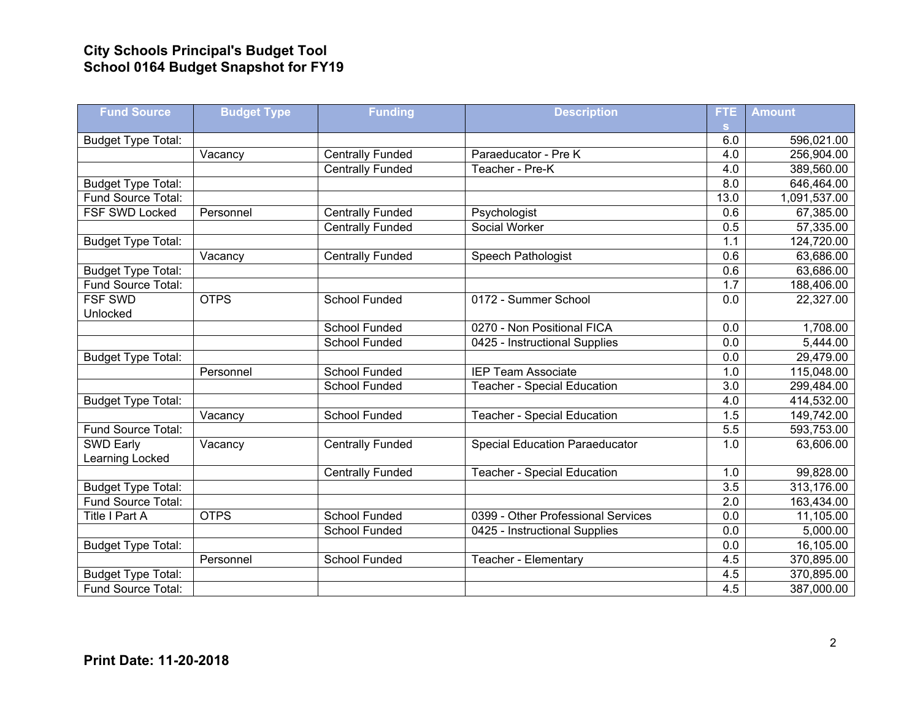**City Schools Principal's Budget Tool**
**School 0164 Budget Snapshot for FY19**

| Fund Source | Budget Type | Funding | Description | FTEs | Amount |
|---|---|---|---|---|---|
| Budget Type Total: | | | | 6.0 | 596,021.00 |
| | Vacancy | Centrally Funded | Paraeducator - Pre K | 4.0 | 256,904.00 |
| | | Centrally Funded | Teacher - Pre-K | 4.0 | 389,560.00 |
| Budget Type Total: | | | | 8.0 | 646,464.00 |
| Fund Source Total: | | | | 13.0 | 1,091,537.00 |
| FSF SWD Locked | Personnel | Centrally Funded | Psychologist | 0.6 | 67,385.00 |
| | | Centrally Funded | Social Worker | 0.5 | 57,335.00 |
| Budget Type Total: | | | | 1.1 | 124,720.00 |
| | Vacancy | Centrally Funded | Speech Pathologist | 0.6 | 63,686.00 |
| Budget Type Total: | | | | 0.6 | 63,686.00 |
| Fund Source Total: | | | | 1.7 | 188,406.00 |
| FSF SWD Unlocked | OTPS | School Funded | 0172 - Summer School | 0.0 | 22,327.00 |
| | | School Funded | 0270 - Non Positional FICA | 0.0 | 1,708.00 |
| | | School Funded | 0425 - Instructional Supplies | 0.0 | 5,444.00 |
| Budget Type Total: | | | | 0.0 | 29,479.00 |
| | Personnel | School Funded | IEP Team Associate | 1.0 | 115,048.00 |
| | | School Funded | Teacher - Special Education | 3.0 | 299,484.00 |
| Budget Type Total: | | | | 4.0 | 414,532.00 |
| | Vacancy | School Funded | Teacher - Special Education | 1.5 | 149,742.00 |
| Fund Source Total: | | | | 5.5 | 593,753.00 |
| SWD Early Learning Locked | Vacancy | Centrally Funded | Special Education Paraeducator | 1.0 | 63,606.00 |
| | | Centrally Funded | Teacher - Special Education | 1.0 | 99,828.00 |
| Budget Type Total: | | | | 3.5 | 313,176.00 |
| Fund Source Total: | | | | 2.0 | 163,434.00 |
| Title I Part A | OTPS | School Funded | 0399 - Other Professional Services | 0.0 | 11,105.00 |
| | | School Funded | 0425 - Instructional Supplies | 0.0 | 5,000.00 |
| Budget Type Total: | | | | 0.0 | 16,105.00 |
| | Personnel | School Funded | Teacher - Elementary | 4.5 | 370,895.00 |
| Budget Type Total: | | | | 4.5 | 370,895.00 |
| Fund Source Total: | | | | 4.5 | 387,000.00 |

**Print Date: 11-20-2018**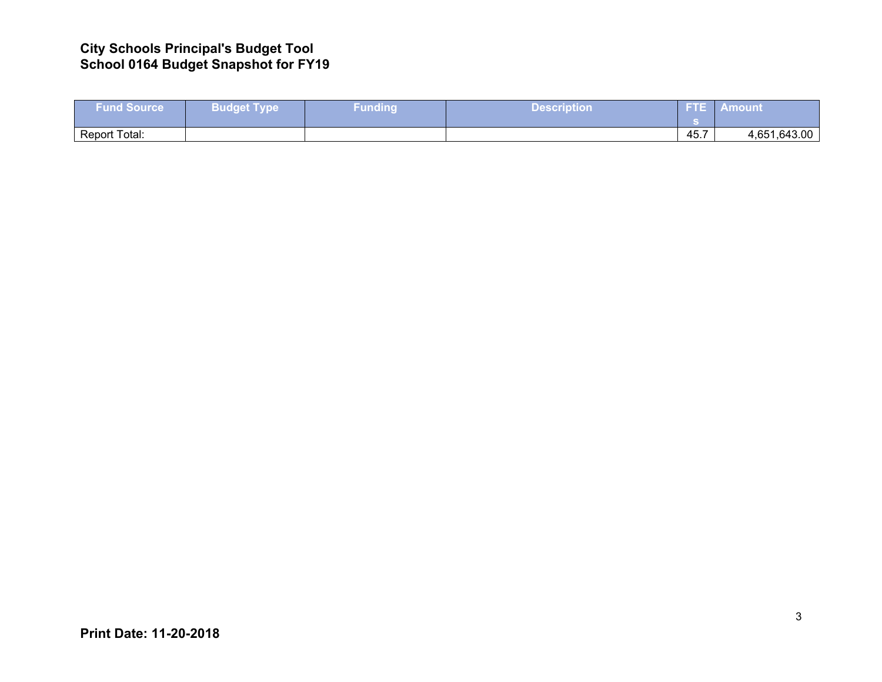**City Schools Principal's Budget Tool**
**School 0164 Budget Snapshot for FY19**

| Fund Source | Budget Type | Funding | Description | FTEs | Amount |
|---|---|---|---|---|---|
| Report Total: | | | | 45.7 | 4,651,643.00 |

**Print Date: 11-20-2018**